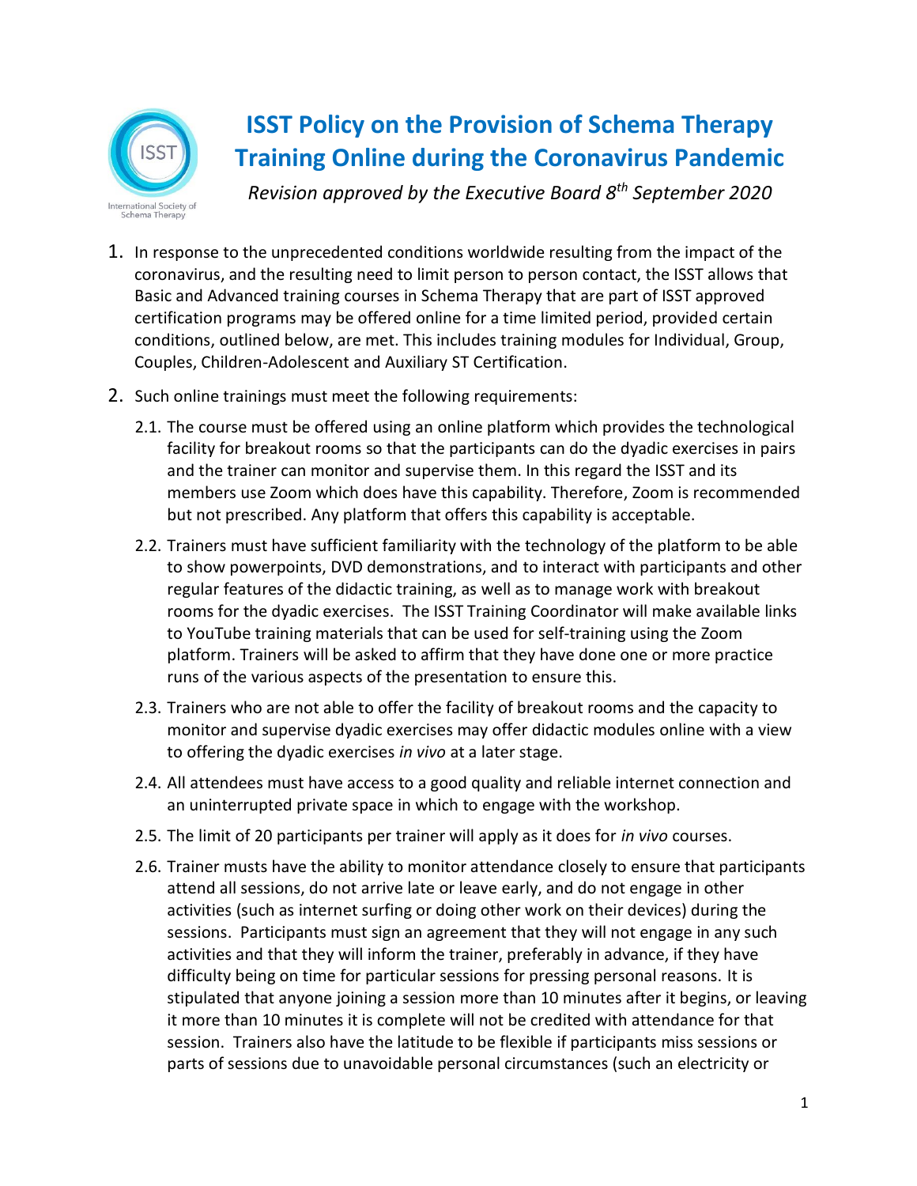# ISST Policy on the Provision of Schema Therapy Training Online during the Coronavirus Pandemic

*Revision approved by the Executive Board 8th September 2020*

1. In response to the unprecedented conditions worldwide resulting from the impact of the coronavirus, and the resulting need to limit person to person contact, the ISST allows that Basic and Advanced training courses in Schema Therapy that are part of ISST approved certification programs may be offered online for a time limited period, provided certain conditions, outlined below, are met. This includes training modules for Individual, Group, Couples, Children-Adolescent and Auxiliary ST Certification.

2. Such online trainings must meet the following requirements:

   2.1. The course must be offered using an online platform which provides the technological facility for breakout rooms so that the participants can do the dyadic exercises in pairs and the trainer can monitor and supervise them. In this regard the ISST and its members use Zoom which does have this capability. Therefore, Zoom is recommended but not prescribed. Any platform that offers this capability is acceptable.

   2.2. Trainers must have sufficient familiarity with the technology of the platform to be able to show powerpoints, DVD demonstrations, and to interact with participants and other regular features of the didactic training, as well as to manage work with breakout rooms for the dyadic exercises. The ISST Training Coordinator will make available links to YouTube training materials that can be used for self-training using the Zoom platform. Trainers will be asked to affirm that they have done one or more practice runs of the various aspects of the presentation to ensure this.

   2.3. Trainers who are not able to offer the facility of breakout rooms and the capacity to monitor and supervise dyadic exercises may offer didactic modules online with a view to offering the dyadic exercises *in vivo* at a later stage.

   2.4. All attendees must have access to a good quality and reliable internet connection and an uninterrupted private space in which to engage with the workshop.

   2.5. The limit of 20 participants per trainer will apply as it does for *in vivo* courses.

   2.6. Trainer musts have the ability to monitor attendance closely to ensure that participants attend all sessions, do not arrive late or leave early, and do not engage in other activities (such as internet surfing or doing other work on their devices) during the sessions. Participants must sign an agreement that they will not engage in any such activities and that they will inform the trainer, preferably in advance, if they have difficulty being on time for particular sessions for pressing personal reasons. It is stipulated that anyone joining a session more than 10 minutes after it begins, or leaving it more than 10 minutes it is complete will not be credited with attendance for that session. Trainers also have the latitude to be flexible if participants miss sessions or parts of sessions due to unavoidable personal circumstances (such an electricity or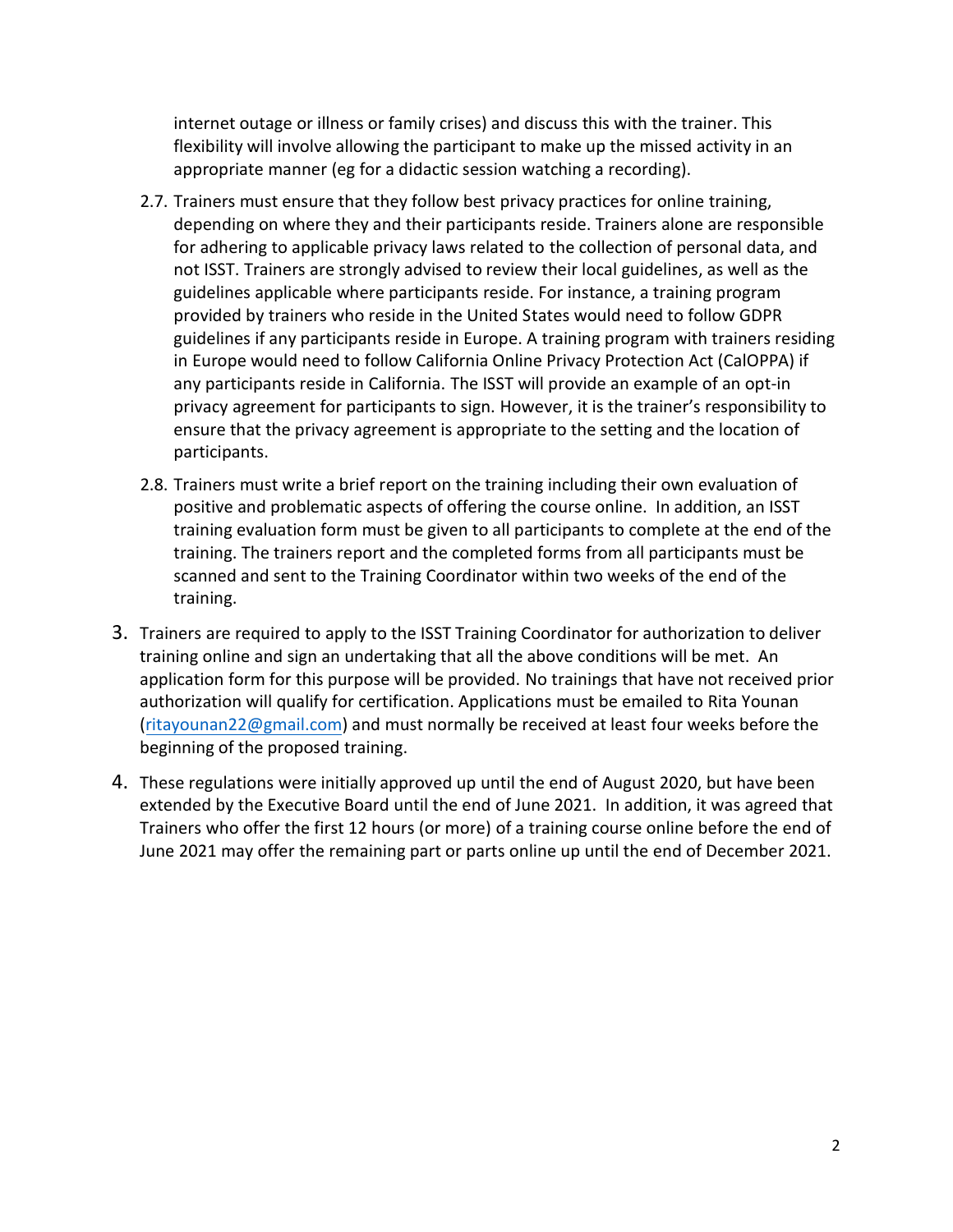internet outage or illness or family crises) and discuss this with the trainer. This flexibility will involve allowing the participant to make up the missed activity in an appropriate manner (eg for a didactic session watching a recording).

2.7. Trainers must ensure that they follow best privacy practices for online training, depending on where they and their participants reside. Trainers alone are responsible for adhering to applicable privacy laws related to the collection of personal data, and not ISST. Trainers are strongly advised to review their local guidelines, as well as the guidelines applicable where participants reside. For instance, a training program provided by trainers who reside in the United States would need to follow GDPR guidelines if any participants reside in Europe. A training program with trainers residing in Europe would need to follow California Online Privacy Protection Act (CalOPPA) if any participants reside in California. The ISST will provide an example of an opt-in privacy agreement for participants to sign. However, it is the trainer's responsibility to ensure that the privacy agreement is appropriate to the setting and the location of participants.

2.8. Trainers must write a brief report on the training including their own evaluation of positive and problematic aspects of offering the course online. In addition, an ISST training evaluation form must be given to all participants to complete at the end of the training. The trainers report and the completed forms from all participants must be scanned and sent to the Training Coordinator within two weeks of the end of the training.

3. Trainers are required to apply to the ISST Training Coordinator for authorization to deliver training online and sign an undertaking that all the above conditions will be met. An application form for this purpose will be provided. No trainings that have not received prior authorization will qualify for certification. Applications must be emailed to Rita Younan (ritayounan22@gmail.com) and must normally be received at least four weeks before the beginning of the proposed training.

4. These regulations were initially approved up until the end of August 2020, but have been extended by the Executive Board until the end of June 2021. In addition, it was agreed that Trainers who offer the first 12 hours (or more) of a training course online before the end of June 2021 may offer the remaining part or parts online up until the end of December 2021.